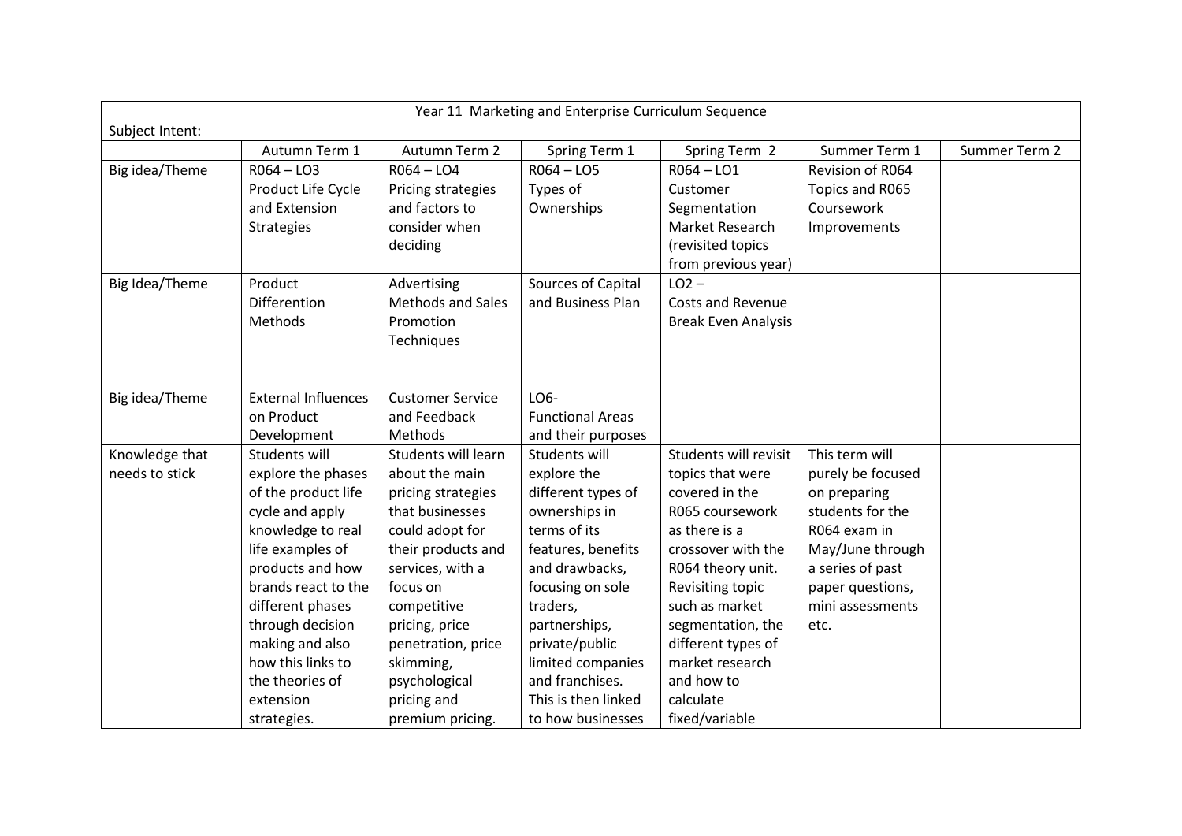| Year 11 Marketing and Enterprise Curriculum Sequence | | | | | | |
|---|---|---|---|---|---|---|
| Subject Intent: | | | | | | |
| | Autumn Term 1 | Autumn Term 2 | Spring Term 1 | Spring Term 2 | Summer Term 1 | Summer Term 2 |
| Big idea/Theme | R064 – LO3 Product Life Cycle and Extension Strategies | R064 – LO4 Pricing strategies and factors to consider when deciding | R064 – LO5 Types of Ownerships | R064 – LO1 Customer Segmentation Market Research (revisited topics from previous year) | Revision of R064 Topics and R065 Coursework Improvements | |
| Big Idea/Theme | Product Differention Methods | Advertising Methods and Sales Promotion Techniques | Sources of Capital and Business Plan | LO2 – Costs and Revenue Break Even Analysis | | |
| Big idea/Theme | External Influences on Product Development | Customer Service and Feedback Methods | LO6- Functional Areas and their purposes | | | |
| Knowledge that needs to stick | Students will explore the phases of the product life cycle and apply knowledge to real life examples of products and how brands react to the different phases through decision making and also how this links to the theories of extension strategies. | Students will learn about the main pricing strategies that businesses could adopt for their products and services, with a focus on competitive pricing, price penetration, price skimming, psychological pricing and premium pricing. | Students will explore the different types of ownerships in terms of its features, benefits and drawbacks, focusing on sole traders, partnerships, private/public limited companies and franchises. This is then linked to how businesses | Students will revisit topics that were covered in the R065 coursework as there is a crossover with the R064 theory unit. Revisiting topic such as market segmentation, the different types of market research and how to calculate fixed/variable | This term will purely be focused on preparing students for the R064 exam in May/June through a series of past paper questions, mini assessments etc. | |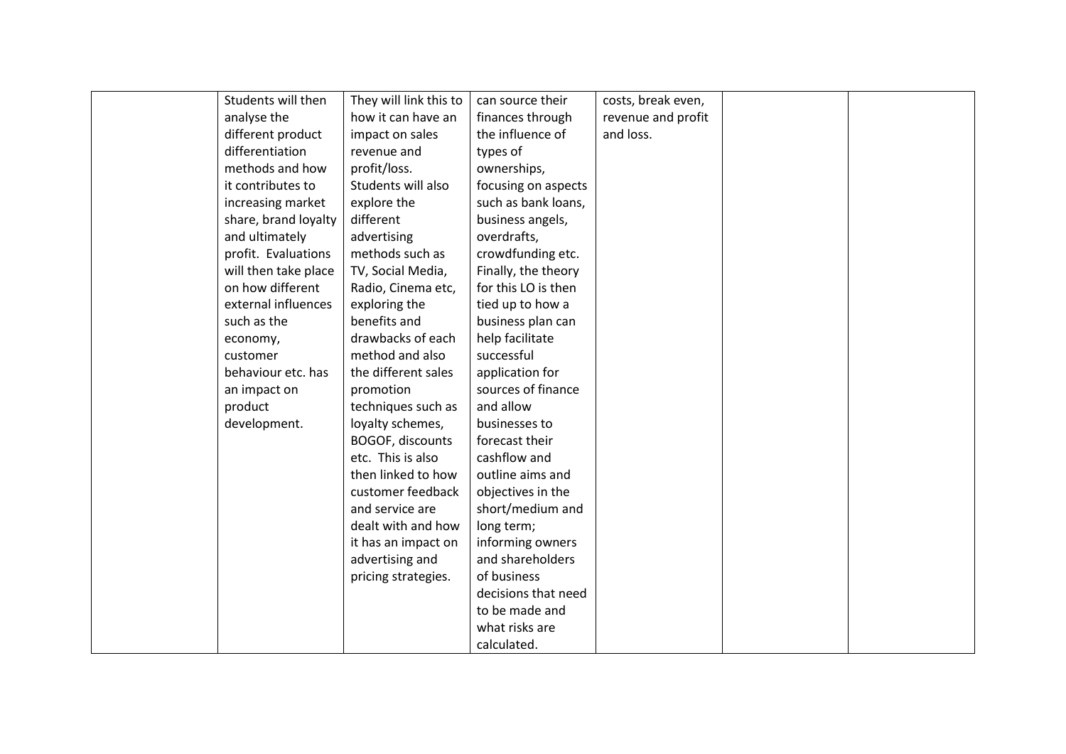| | | | | | | |
|---|---|---|---|---|---|---|
| | Students will then analyse the different product differentiation methods and how it contributes to increasing market share, brand loyalty and ultimately profit. Evaluations will then take place on how different external influences such as the economy, customer behaviour etc. has an impact on product development. | They will link this to how it can have an impact on sales revenue and profit/loss. Students will also explore the different advertising methods such as TV, Social Media, Radio, Cinema etc, exploring the benefits and drawbacks of each method and also the different sales promotion techniques such as loyalty schemes, BOGOF, discounts etc. This is also then linked to how customer feedback and service are dealt with and how it has an impact on advertising and pricing strategies. | can source their finances through the influence of types of ownerships, focusing on aspects such as bank loans, business angels, overdrafts, crowdfunding etc. Finally, the theory for this LO is then tied up to how a business plan can help facilitate successful application for sources of finance and allow businesses to forecast their cashflow and outline aims and objectives in the short/medium and long term; informing owners and shareholders of business decisions that need to be made and what risks are calculated. | costs, break even, revenue and profit and loss. | | |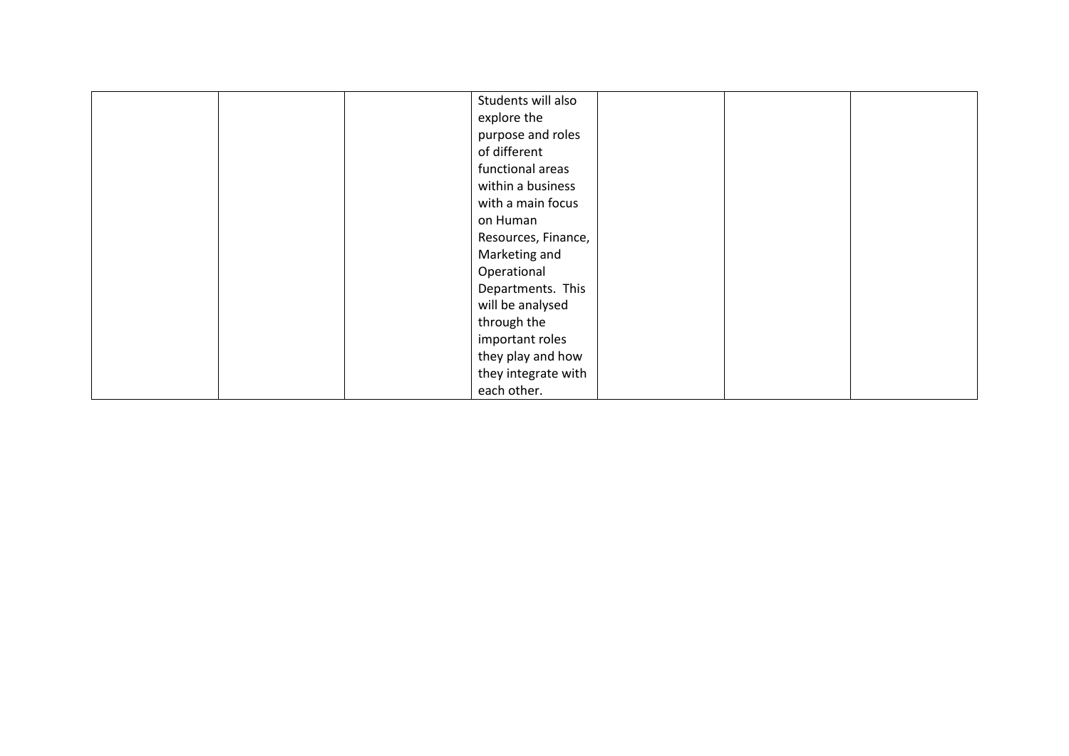| | | | | | | |
|---|---|---|---|---|---|---|
| | | | Students will also explore the purpose and roles of different functional areas within a business with a main focus on Human Resources, Finance, Marketing and Operational Departments. This will be analysed through the important roles they play and how they integrate with each other. | | | |